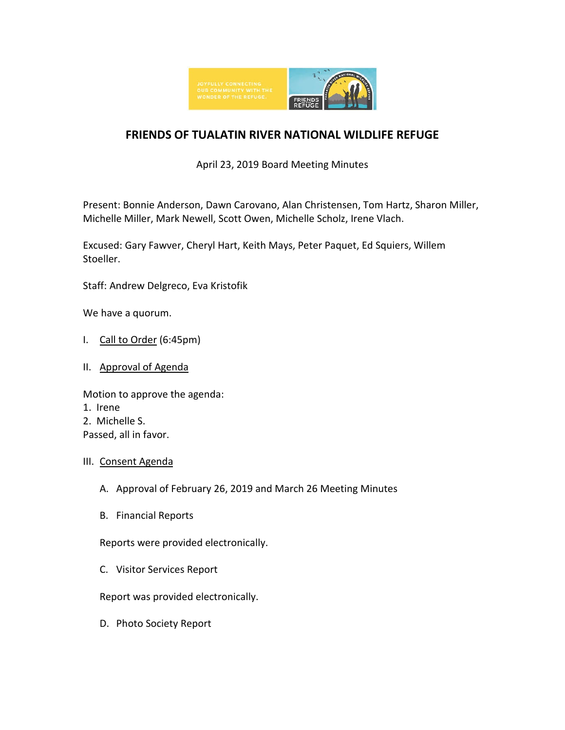# FRIENDS OF TUALATIN RIVER NATIONAL WILDLIFE REFUGE

April 23, 2019 Board Meeting Minutes

Present: Bonnie Anderson, Dawn Carovano, Alan Christensen, Tom Hartz, Sharon Miller, Michelle Miller, Mark Newell, Scott Owen, Michelle Scholz, Irene Vlach.

Excused: Gary Fawver, Cheryl Hart, Keith Mays, Peter Paquet, Ed Squiers, Willem Stoeller.

Staff: Andrew Delgreco, Eva Kristofik

We have a quorum.

I. Call to Order (6:45pm)

II. Approval of Agenda

Motion to approve the agenda:
1. Irene
2. Michelle S.

Passed, all in favor.

III. Consent Agenda

A. Approval of February 26, 2019 and March 26 Meeting Minutes

B. Financial Reports

Reports were provided electronically.

C. Visitor Services Report

Report was provided electronically.

D. Photo Society Report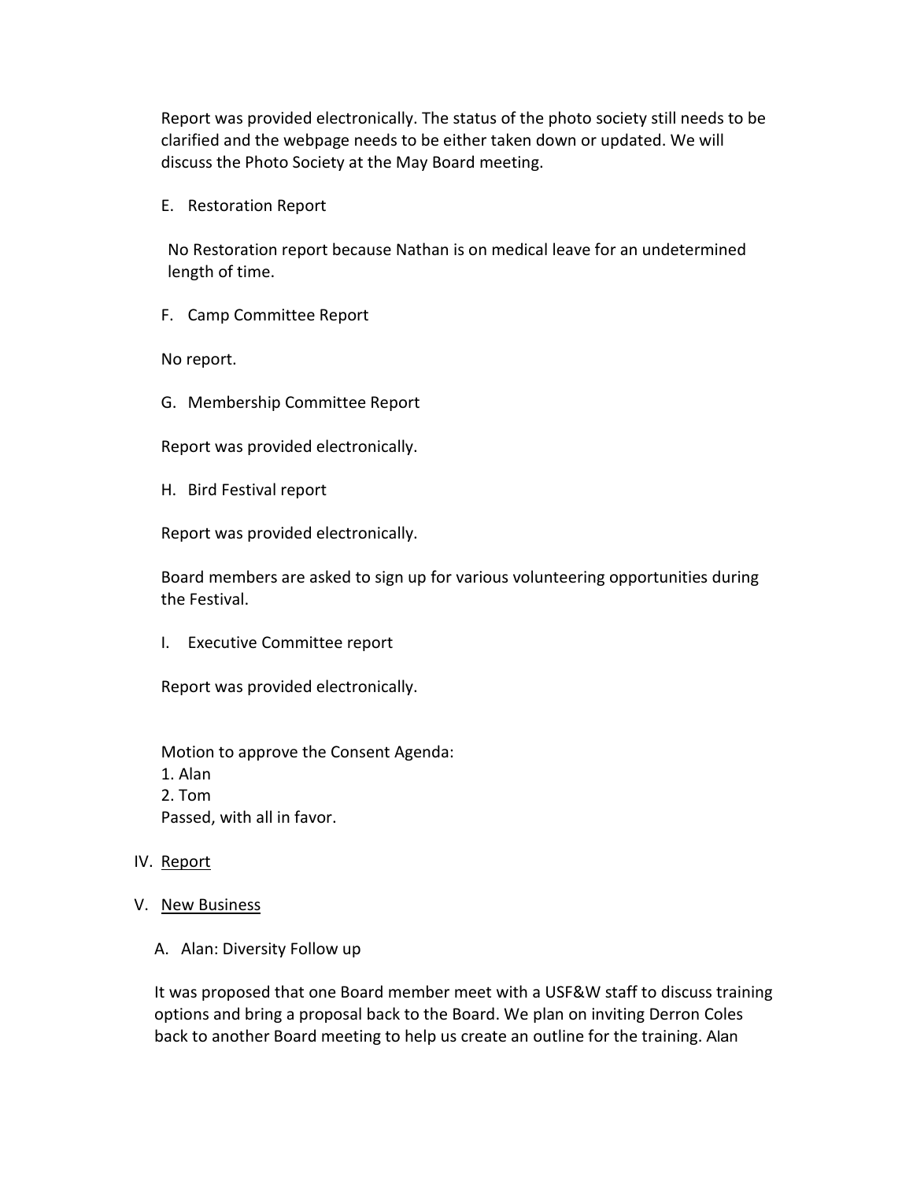Report was provided electronically. The status of the photo society still needs to be clarified and the webpage needs to be either taken down or updated. We will discuss the Photo Society at the May Board meeting.

E. Restoration Report

No Restoration report because Nathan is on medical leave for an undetermined length of time.

F. Camp Committee Report

No report.

G. Membership Committee Report

Report was provided electronically.

H. Bird Festival report

Report was provided electronically.

Board members are asked to sign up for various volunteering opportunities during the Festival.

I. Executive Committee report

Report was provided electronically.

Motion to approve the Consent Agenda:
1. Alan
2. Tom
Passed, with all in favor.

IV. Report

V. New Business

A. Alan: Diversity Follow up

It was proposed that one Board member meet with a USF&W staff to discuss training options and bring a proposal back to the Board. We plan on inviting Derron Coles back to another Board meeting to help us create an outline for the training. Alan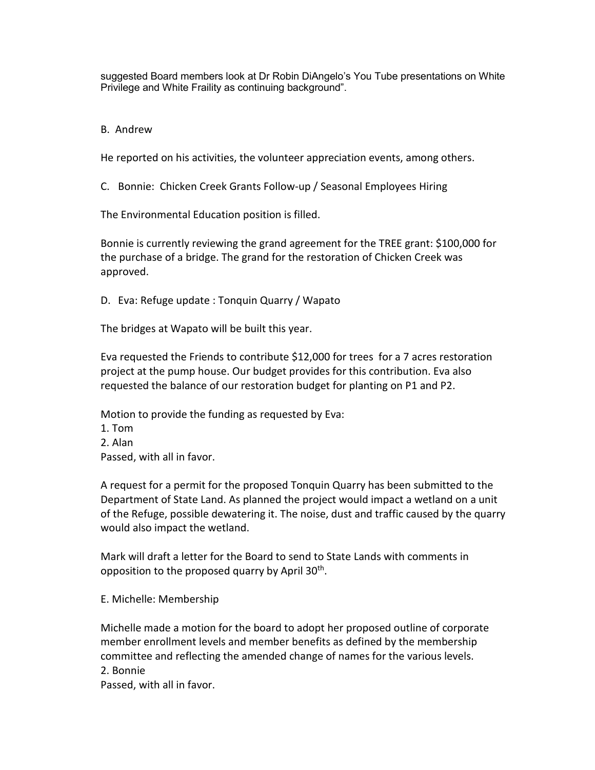suggested Board members look at Dr Robin DiAngelo's You Tube presentations on White Privilege and White Fraility as continuing background".

B. Andrew

He reported on his activities, the volunteer appreciation events, among others.

C. Bonnie: Chicken Creek Grants Follow-up / Seasonal Employees Hiring

The Environmental Education position is filled.

Bonnie is currently reviewing the grand agreement for the TREE grant: $100,000 for the purchase of a bridge. The grand for the restoration of Chicken Creek was approved.

D. Eva: Refuge update : Tonquin Quarry / Wapato

The bridges at Wapato will be built this year.

Eva requested the Friends to contribute $12,000 for trees for a 7 acres restoration project at the pump house. Our budget provides for this contribution. Eva also requested the balance of our restoration budget for planting on P1 and P2.

Motion to provide the funding as requested by Eva:
1. Tom
2. Alan
Passed, with all in favor.

A request for a permit for the proposed Tonquin Quarry has been submitted to the Department of State Land. As planned the project would impact a wetland on a unit of the Refuge, possible dewatering it. The noise, dust and traffic caused by the quarry would also impact the wetland.

Mark will draft a letter for the Board to send to State Lands with comments in opposition to the proposed quarry by April 30th.

E. Michelle: Membership

Michelle made a motion for the board to adopt her proposed outline of corporate member enrollment levels and member benefits as defined by the membership committee and reflecting the amended change of names for the various levels.
2. Bonnie
Passed, with all in favor.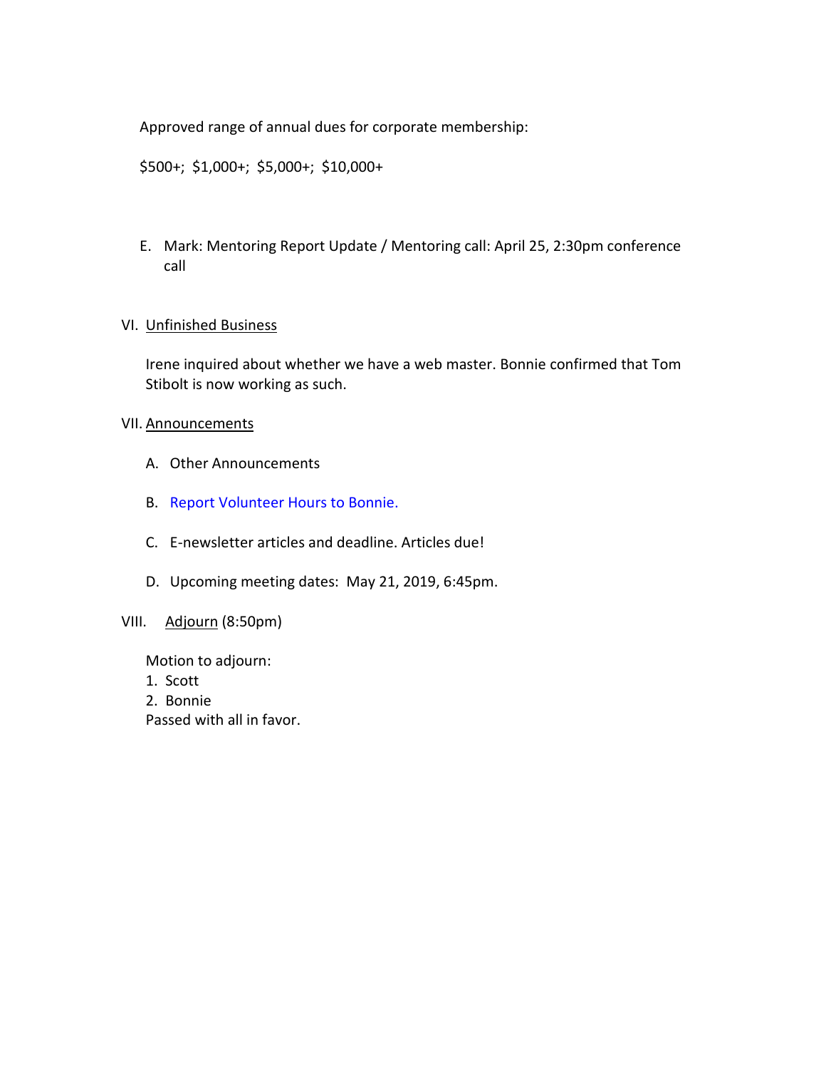Approved range of annual dues for corporate membership:

$500+;  $1,000+;  $5,000+;  $10,000+

E. Mark: Mentoring Report Update / Mentoring call: April 25, 2:30pm conference call

VI. Unfinished Business

Irene inquired about whether we have a web master. Bonnie confirmed that Tom Stibolt is now working as such.

VII. Announcements

A. Other Announcements

B. Report Volunteer Hours to Bonnie.

C. E-newsletter articles and deadline. Articles due!

D. Upcoming meeting dates:  May 21, 2019, 6:45pm.

VIII. Adjourn (8:50pm)

Motion to adjourn:
1. Scott
2. Bonnie

Passed with all in favor.